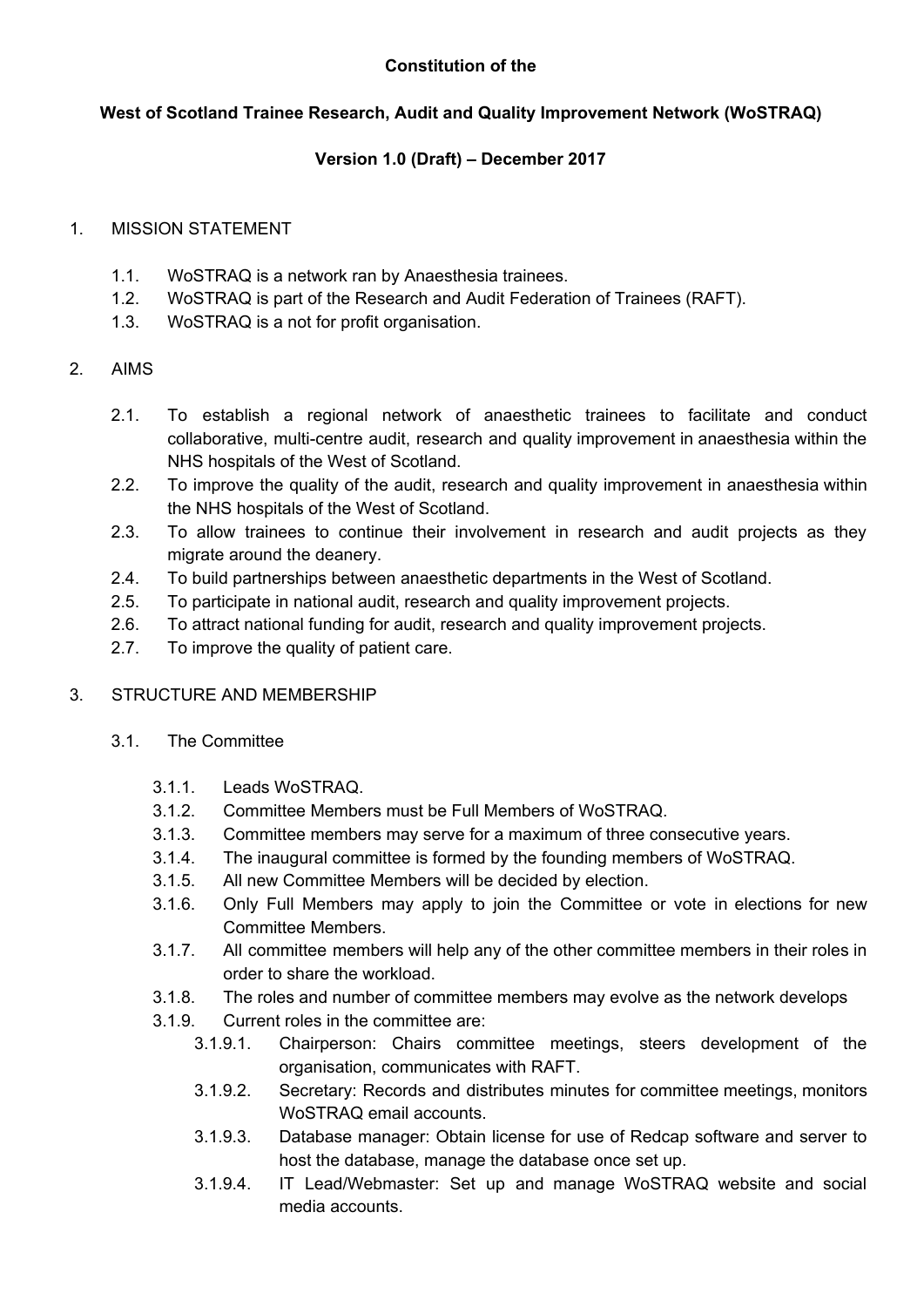**Constitution of the**

**West of Scotland Trainee Research, Audit and Quality Improvement Network (WoSTRAQ)**

**Version 1.0 (Draft) – December 2017**

1. MISSION STATEMENT

    1.1. WoSTRAQ is a network ran by Anaesthesia trainees.

    1.2. WoSTRAQ is part of the Research and Audit Federation of Trainees (RAFT).

    1.3. WoSTRAQ is a not for profit organisation.

2. AIMS

    2.1. To establish a regional network of anaesthetic trainees to facilitate and conduct collaborative, multi-centre audit, research and quality improvement in anaesthesia within the NHS hospitals of the West of Scotland.

    2.2. To improve the quality of the audit, research and quality improvement in anaesthesia within the NHS hospitals of the West of Scotland.

    2.3. To allow trainees to continue their involvement in research and audit projects as they migrate around the deanery.

    2.4. To build partnerships between anaesthetic departments in the West of Scotland.

    2.5. To participate in national audit, research and quality improvement projects.

    2.6. To attract national funding for audit, research and quality improvement projects.

    2.7. To improve the quality of patient care.

3. STRUCTURE AND MEMBERSHIP

    3.1. The Committee

        3.1.1. Leads WoSTRAQ.

        3.1.2. Committee Members must be Full Members of WoSTRAQ.

        3.1.3. Committee members may serve for a maximum of three consecutive years.

        3.1.4. The inaugural committee is formed by the founding members of WoSTRAQ.

        3.1.5. All new Committee Members will be decided by election.

        3.1.6. Only Full Members may apply to join the Committee or vote in elections for new Committee Members.

        3.1.7. All committee members will help any of the other committee members in their roles in order to share the workload.

        3.1.8. The roles and number of committee members may evolve as the network develops

        3.1.9. Current roles in the committee are:

            3.1.9.1. Chairperson: Chairs committee meetings, steers development of the organisation, communicates with RAFT.

            3.1.9.2. Secretary: Records and distributes minutes for committee meetings, monitors WoSTRAQ email accounts.

            3.1.9.3. Database manager: Obtain license for use of Redcap software and server to host the database, manage the database once set up.

            3.1.9.4. IT Lead/Webmaster: Set up and manage WoSTRAQ website and social media accounts.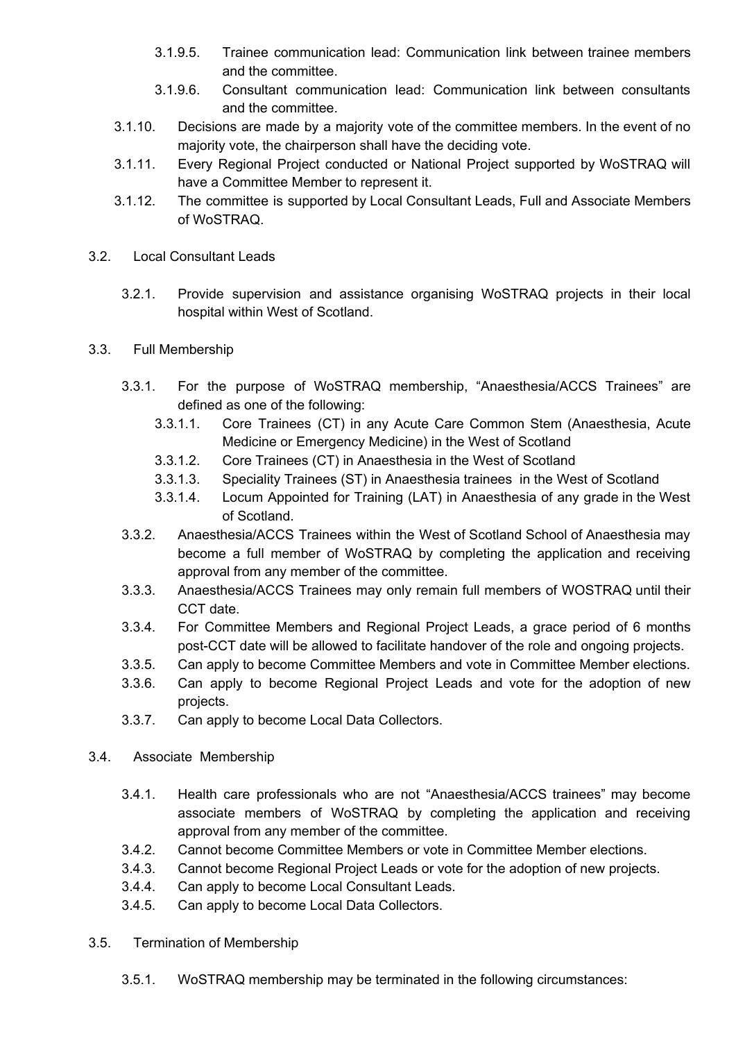- 3.1.9.5. Trainee communication lead: Communication link between trainee members and the committee.
- 3.1.9.6. Consultant communication lead: Communication link between consultants and the committee.

3.1.10. Decisions are made by a majority vote of the committee members. In the event of no majority vote, the chairperson shall have the deciding vote.

3.1.11. Every Regional Project conducted or National Project supported by WoSTRAQ will have a Committee Member to represent it.

3.1.12. The committee is supported by Local Consultant Leads, Full and Associate Members of WoSTRAQ.

3.2. Local Consultant Leads

3.2.1. Provide supervision and assistance organising WoSTRAQ projects in their local hospital within West of Scotland.

3.3. Full Membership

3.3.1. For the purpose of WoSTRAQ membership, “Anaesthesia/ACCS Trainees” are defined as one of the following:

- 3.3.1.1. Core Trainees (CT) in any Acute Care Common Stem (Anaesthesia, Acute Medicine or Emergency Medicine) in the West of Scotland
- 3.3.1.2. Core Trainees (CT) in Anaesthesia in the West of Scotland
- 3.3.1.3. Speciality Trainees (ST) in Anaesthesia trainees in the West of Scotland
- 3.3.1.4. Locum Appointed for Training (LAT) in Anaesthesia of any grade in the West of Scotland.

3.3.2. Anaesthesia/ACCS Trainees within the West of Scotland School of Anaesthesia may become a full member of WoSTRAQ by completing the application and receiving approval from any member of the committee.

3.3.3. Anaesthesia/ACCS Trainees may only remain full members of WOSTRAQ until their CCT date.

3.3.4. For Committee Members and Regional Project Leads, a grace period of 6 months post-CCT date will be allowed to facilitate handover of the role and ongoing projects.

3.3.5. Can apply to become Committee Members and vote in Committee Member elections.

3.3.6. Can apply to become Regional Project Leads and vote for the adoption of new projects.

3.3.7. Can apply to become Local Data Collectors.

3.4. Associate Membership

3.4.1. Health care professionals who are not “Anaesthesia/ACCS trainees” may become associate members of WoSTRAQ by completing the application and receiving approval from any member of the committee.

3.4.2. Cannot become Committee Members or vote in Committee Member elections.

3.4.3. Cannot become Regional Project Leads or vote for the adoption of new projects.

3.4.4. Can apply to become Local Consultant Leads.

3.4.5. Can apply to become Local Data Collectors.

3.5. Termination of Membership

3.5.1. WoSTRAQ membership may be terminated in the following circumstances: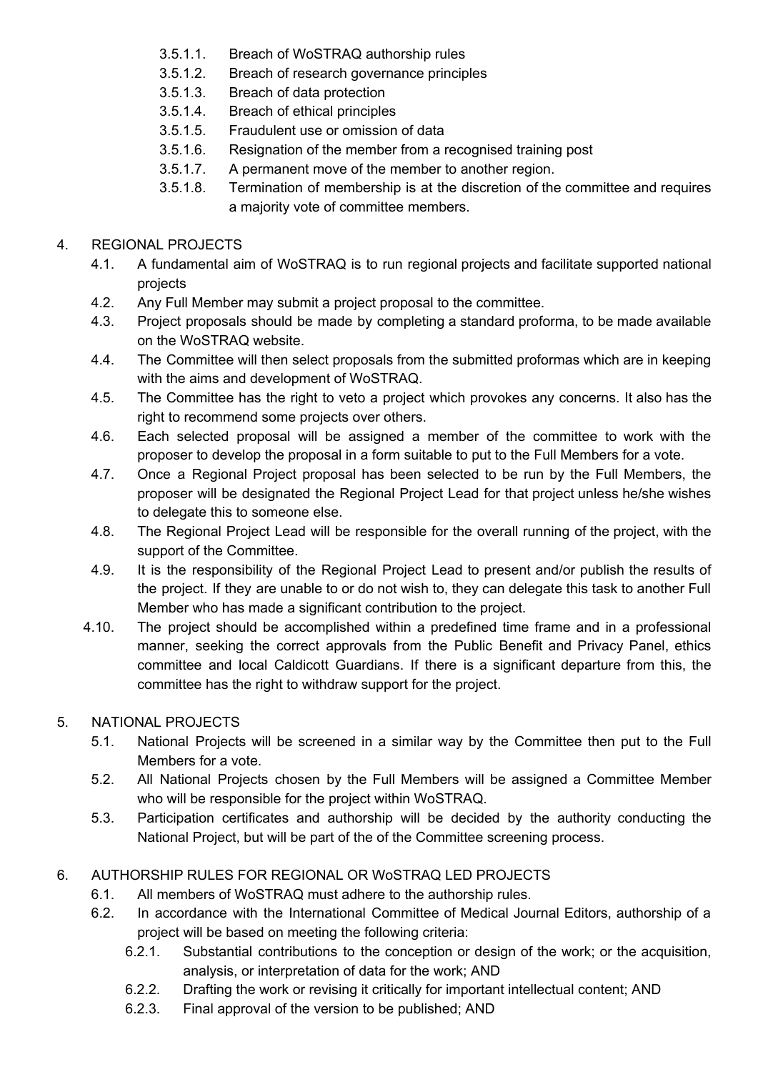3.5.1.1. Breach of WoSTRAQ authorship rules
3.5.1.2. Breach of research governance principles
3.5.1.3. Breach of data protection
3.5.1.4. Breach of ethical principles
3.5.1.5. Fraudulent use or omission of data
3.5.1.6. Resignation of the member from a recognised training post
3.5.1.7. A permanent move of the member to another region.
3.5.1.8. Termination of membership is at the discretion of the committee and requires a majority vote of committee members.

## 4. REGIONAL PROJECTS

4.1. A fundamental aim of WoSTRAQ is to run regional projects and facilitate supported national projects

4.2. Any Full Member may submit a project proposal to the committee.

4.3. Project proposals should be made by completing a standard proforma, to be made available on the WoSTRAQ website.

4.4. The Committee will then select proposals from the submitted proformas which are in keeping with the aims and development of WoSTRAQ.

4.5. The Committee has the right to veto a project which provokes any concerns. It also has the right to recommend some projects over others.

4.6. Each selected proposal will be assigned a member of the committee to work with the proposer to develop the proposal in a form suitable to put to the Full Members for a vote.

4.7. Once a Regional Project proposal has been selected to be run by the Full Members, the proposer will be designated the Regional Project Lead for that project unless he/she wishes to delegate this to someone else.

4.8. The Regional Project Lead will be responsible for the overall running of the project, with the support of the Committee.

4.9. It is the responsibility of the Regional Project Lead to present and/or publish the results of the project. If they are unable to or do not wish to, they can delegate this task to another Full Member who has made a significant contribution to the project.

4.10. The project should be accomplished within a predefined time frame and in a professional manner, seeking the correct approvals from the Public Benefit and Privacy Panel, ethics committee and local Caldicott Guardians. If there is a significant departure from this, the committee has the right to withdraw support for the project.

## 5. NATIONAL PROJECTS

5.1. National Projects will be screened in a similar way by the Committee then put to the Full Members for a vote.

5.2. All National Projects chosen by the Full Members will be assigned a Committee Member who will be responsible for the project within WoSTRAQ.

5.3. Participation certificates and authorship will be decided by the authority conducting the National Project, but will be part of the of the Committee screening process.

## 6. AUTHORSHIP RULES FOR REGIONAL OR WoSTRAQ LED PROJECTS

6.1. All members of WoSTRAQ must adhere to the authorship rules.

6.2. In accordance with the International Committee of Medical Journal Editors, authorship of a project will be based on meeting the following criteria:

6.2.1. Substantial contributions to the conception or design of the work; or the acquisition, analysis, or interpretation of data for the work; AND
6.2.2. Drafting the work or revising it critically for important intellectual content; AND
6.2.3. Final approval of the version to be published; AND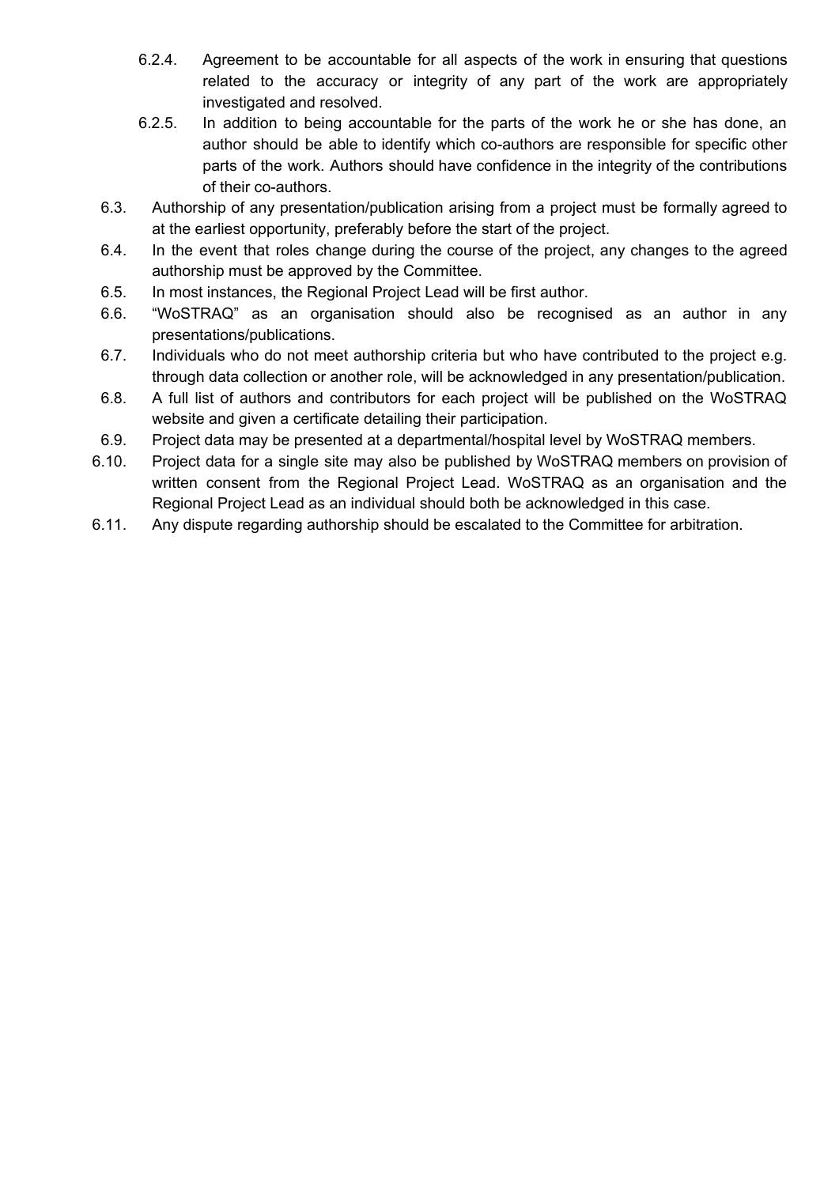6.2.4. Agreement to be accountable for all aspects of the work in ensuring that questions related to the accuracy or integrity of any part of the work are appropriately investigated and resolved.

6.2.5. In addition to being accountable for the parts of the work he or she has done, an author should be able to identify which co-authors are responsible for specific other parts of the work. Authors should have confidence in the integrity of the contributions of their co-authors.

6.3. Authorship of any presentation/publication arising from a project must be formally agreed to at the earliest opportunity, preferably before the start of the project.

6.4. In the event that roles change during the course of the project, any changes to the agreed authorship must be approved by the Committee.

6.5. In most instances, the Regional Project Lead will be first author.

6.6. "WoSTRAQ" as an organisation should also be recognised as an author in any presentations/publications.

6.7. Individuals who do not meet authorship criteria but who have contributed to the project e.g. through data collection or another role, will be acknowledged in any presentation/publication.

6.8. A full list of authors and contributors for each project will be published on the WoSTRAQ website and given a certificate detailing their participation.

6.9. Project data may be presented at a departmental/hospital level by WoSTRAQ members.

6.10. Project data for a single site may also be published by WoSTRAQ members on provision of written consent from the Regional Project Lead. WoSTRAQ as an organisation and the Regional Project Lead as an individual should both be acknowledged in this case.

6.11. Any dispute regarding authorship should be escalated to the Committee for arbitration.